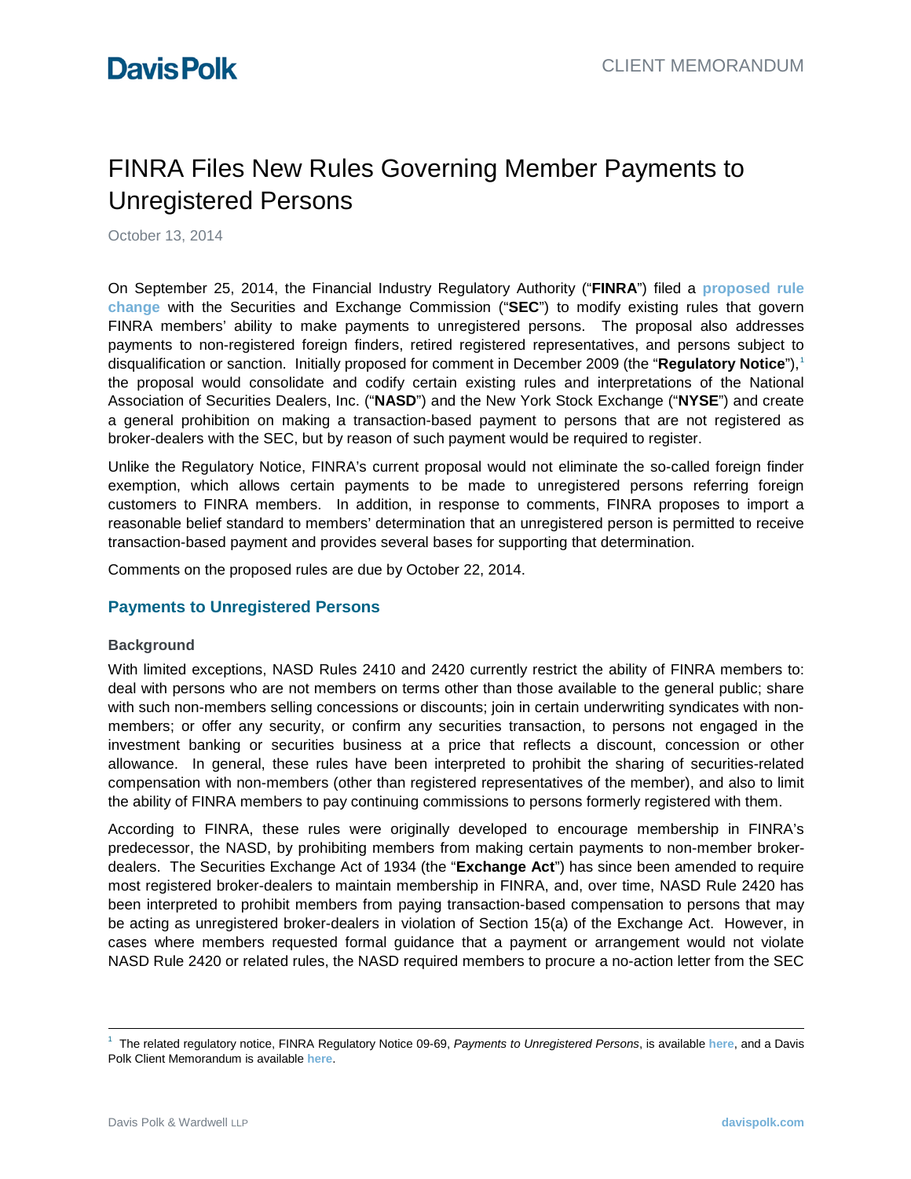# FINRA Files New Rules Governing Member Payments to Unregistered Persons

October 13, 2014

On September 25, 2014, the Financial Industry Regulatory Authority ("**FINRA**") filed a **proposed rule change** with the Securities and Exchange Commission ("**SEC**") to modify existing rules that govern FINRA members' ability to make payments to unregistered persons. The proposal also addresses payments to non-registered foreign finders, retired registered representatives, and persons subject to disqualification or sanction. Initially proposed for comment in December 2009 (the "**Regulatory Notice**"),[1] the proposal would consolidate and codify certain existing rules and interpretations of the National Association of Securities Dealers, Inc. ("**NASD**") and the New York Stock Exchange ("**NYSE**") and create a general prohibition on making a transaction-based payment to persons that are not registered as broker-dealers with the SEC, but by reason of such payment would be required to register.

Unlike the Regulatory Notice, FINRA's current proposal would not eliminate the so-called foreign finder exemption, which allows certain payments to be made to unregistered persons referring foreign customers to FINRA members. In addition, in response to comments, FINRA proposes to import a reasonable belief standard to members' determination that an unregistered person is permitted to receive transaction-based payment and provides several bases for supporting that determination.

Comments on the proposed rules are due by October 22, 2014.

## Payments to Unregistered Persons

### Background

With limited exceptions, NASD Rules 2410 and 2420 currently restrict the ability of FINRA members to: deal with persons who are not members on terms other than those available to the general public; share with such non-members selling concessions or discounts; join in certain underwriting syndicates with non-members; or offer any security, or confirm any securities transaction, to persons not engaged in the investment banking or securities business at a price that reflects a discount, concession or other allowance. In general, these rules have been interpreted to prohibit the sharing of securities-related compensation with non-members (other than registered representatives of the member), and also to limit the ability of FINRA members to pay continuing commissions to persons formerly registered with them.

According to FINRA, these rules were originally developed to encourage membership in FINRA's predecessor, the NASD, by prohibiting members from making certain payments to non-member broker-dealers. The Securities Exchange Act of 1934 (the "**Exchange Act**") has since been amended to require most registered broker-dealers to maintain membership in FINRA, and, over time, NASD Rule 2420 has been interpreted to prohibit members from paying transaction-based compensation to persons that may be acting as unregistered broker-dealers in violation of Section 15(a) of the Exchange Act. However, in cases where members requested formal guidance that a payment or arrangement would not violate NASD Rule 2420 or related rules, the NASD required members to procure a no-action letter from the SEC

---

[1] The related regulatory notice, FINRA Regulatory Notice 09-69, *Payments to Unregistered Persons*, is available **here**, and a Davis Polk Client Memorandum is available **here**.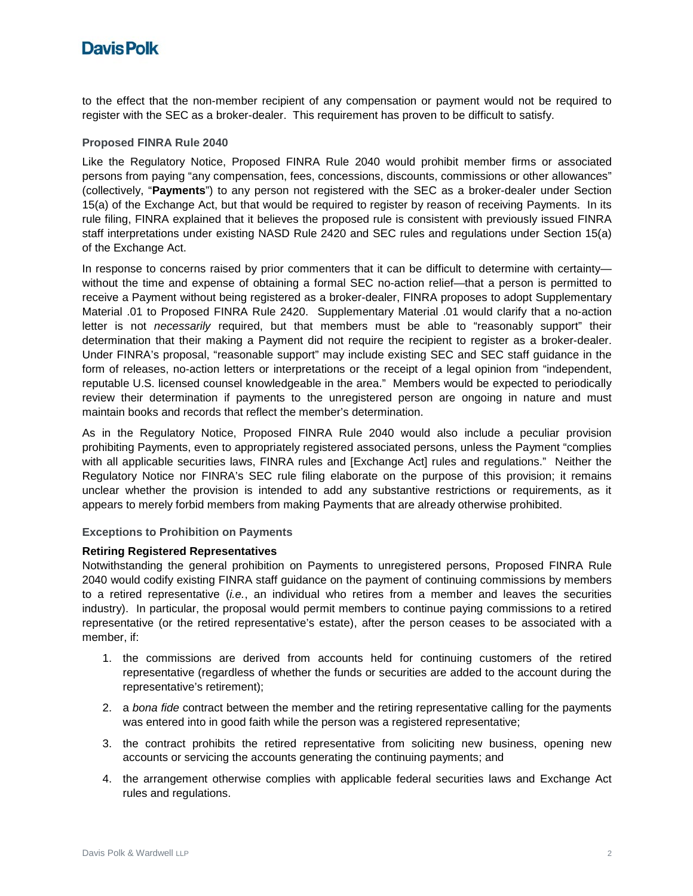to the effect that the non-member recipient of any compensation or payment would not be required to register with the SEC as a broker-dealer. This requirement has proven to be difficult to satisfy.

### Proposed FINRA Rule 2040

Like the Regulatory Notice, Proposed FINRA Rule 2040 would prohibit member firms or associated persons from paying "any compensation, fees, concessions, discounts, commissions or other allowances" (collectively, "**Payments**") to any person not registered with the SEC as a broker-dealer under Section 15(a) of the Exchange Act, but that would be required to register by reason of receiving Payments. In its rule filing, FINRA explained that it believes the proposed rule is consistent with previously issued FINRA staff interpretations under existing NASD Rule 2420 and SEC rules and regulations under Section 15(a) of the Exchange Act.

In response to concerns raised by prior commenters that it can be difficult to determine with certainty—without the time and expense of obtaining a formal SEC no-action relief—that a person is permitted to receive a Payment without being registered as a broker-dealer, FINRA proposes to adopt Supplementary Material .01 to Proposed FINRA Rule 2420. Supplementary Material .01 would clarify that a no-action letter is not *necessarily* required, but that members must be able to "reasonably support" their determination that their making a Payment did not require the recipient to register as a broker-dealer. Under FINRA's proposal, "reasonable support" may include existing SEC and SEC staff guidance in the form of releases, no-action letters or interpretations or the receipt of a legal opinion from "independent, reputable U.S. licensed counsel knowledgeable in the area." Members would be expected to periodically review their determination if payments to the unregistered person are ongoing in nature and must maintain books and records that reflect the member's determination.

As in the Regulatory Notice, Proposed FINRA Rule 2040 would also include a peculiar provision prohibiting Payments, even to appropriately registered associated persons, unless the Payment "complies with all applicable securities laws, FINRA rules and [Exchange Act] rules and regulations." Neither the Regulatory Notice nor FINRA's SEC rule filing elaborate on the purpose of this provision; it remains unclear whether the provision is intended to add any substantive restrictions or requirements, as it appears to merely forbid members from making Payments that are already otherwise prohibited.

### Exceptions to Prohibition on Payments

#### Retiring Registered Representatives

Notwithstanding the general prohibition on Payments to unregistered persons, Proposed FINRA Rule 2040 would codify existing FINRA staff guidance on the payment of continuing commissions by members to a retired representative (*i.e.*, an individual who retires from a member and leaves the securities industry). In particular, the proposal would permit members to continue paying commissions to a retired representative (or the retired representative's estate), after the person ceases to be associated with a member, if:

1. the commissions are derived from accounts held for continuing customers of the retired representative (regardless of whether the funds or securities are added to the account during the representative's retirement);
2. a *bona fide* contract between the member and the retiring representative calling for the payments was entered into in good faith while the person was a registered representative;
3. the contract prohibits the retired representative from soliciting new business, opening new accounts or servicing the accounts generating the continuing payments; and
4. the arrangement otherwise complies with applicable federal securities laws and Exchange Act rules and regulations.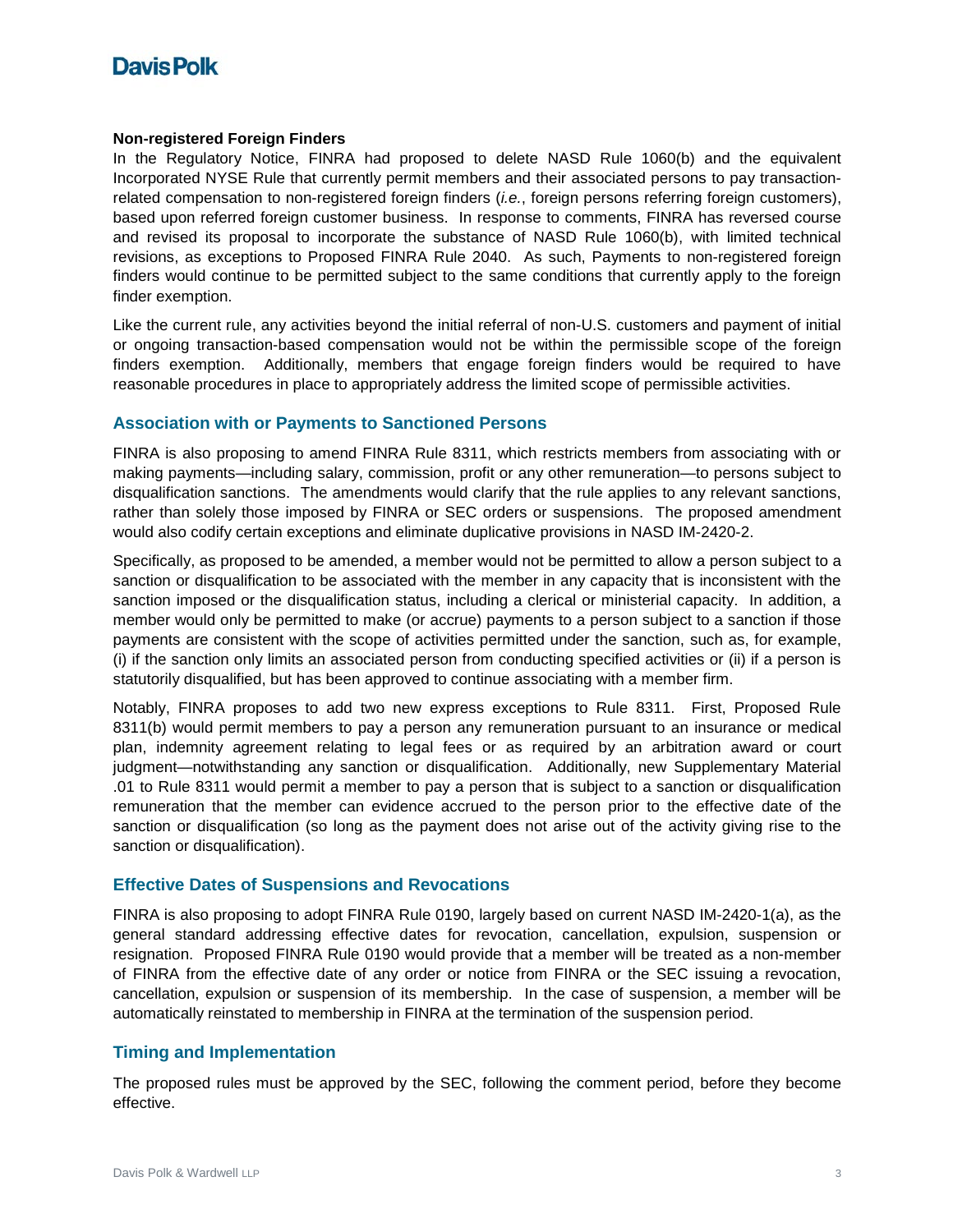**Non-registered Foreign Finders**

In the Regulatory Notice, FINRA had proposed to delete NASD Rule 1060(b) and the equivalent Incorporated NYSE Rule that currently permit members and their associated persons to pay transaction-related compensation to non-registered foreign finders (*i.e.*, foreign persons referring foreign customers), based upon referred foreign customer business. In response to comments, FINRA has reversed course and revised its proposal to incorporate the substance of NASD Rule 1060(b), with limited technical revisions, as exceptions to Proposed FINRA Rule 2040. As such, Payments to non-registered foreign finders would continue to be permitted subject to the same conditions that currently apply to the foreign finder exemption.

Like the current rule, any activities beyond the initial referral of non-U.S. customers and payment of initial or ongoing transaction-based compensation would not be within the permissible scope of the foreign finders exemption. Additionally, members that engage foreign finders would be required to have reasonable procedures in place to appropriately address the limited scope of permissible activities.

## Association with or Payments to Sanctioned Persons

FINRA is also proposing to amend FINRA Rule 8311, which restricts members from associating with or making payments—including salary, commission, profit or any other remuneration—to persons subject to disqualification sanctions. The amendments would clarify that the rule applies to any relevant sanctions, rather than solely those imposed by FINRA or SEC orders or suspensions. The proposed amendment would also codify certain exceptions and eliminate duplicative provisions in NASD IM-2420-2.

Specifically, as proposed to be amended, a member would not be permitted to allow a person subject to a sanction or disqualification to be associated with the member in any capacity that is inconsistent with the sanction imposed or the disqualification status, including a clerical or ministerial capacity. In addition, a member would only be permitted to make (or accrue) payments to a person subject to a sanction if those payments are consistent with the scope of activities permitted under the sanction, such as, for example, (i) if the sanction only limits an associated person from conducting specified activities or (ii) if a person is statutorily disqualified, but has been approved to continue associating with a member firm.

Notably, FINRA proposes to add two new express exceptions to Rule 8311. First, Proposed Rule 8311(b) would permit members to pay a person any remuneration pursuant to an insurance or medical plan, indemnity agreement relating to legal fees or as required by an arbitration award or court judgment—notwithstanding any sanction or disqualification. Additionally, new Supplementary Material .01 to Rule 8311 would permit a member to pay a person that is subject to a sanction or disqualification remuneration that the member can evidence accrued to the person prior to the effective date of the sanction or disqualification (so long as the payment does not arise out of the activity giving rise to the sanction or disqualification).

## Effective Dates of Suspensions and Revocations

FINRA is also proposing to adopt FINRA Rule 0190, largely based on current NASD IM-2420-1(a), as the general standard addressing effective dates for revocation, cancellation, expulsion, suspension or resignation. Proposed FINRA Rule 0190 would provide that a member will be treated as a non-member of FINRA from the effective date of any order or notice from FINRA or the SEC issuing a revocation, cancellation, expulsion or suspension of its membership. In the case of suspension, a member will be automatically reinstated to membership in FINRA at the termination of the suspension period.

## Timing and Implementation

The proposed rules must be approved by the SEC, following the comment period, before they become effective.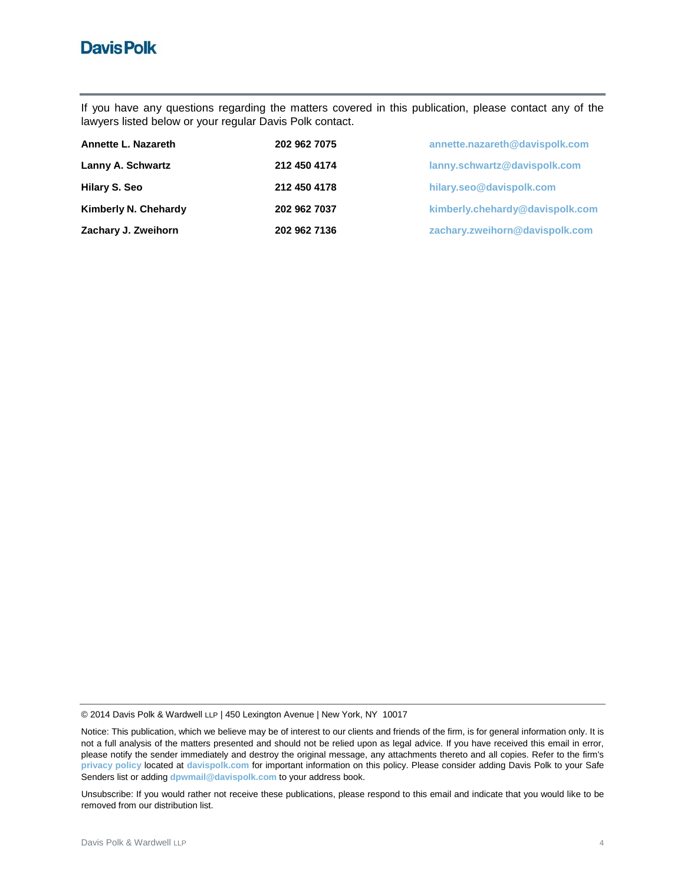If you have any questions regarding the matters covered in this publication, please contact any of the lawyers listed below or your regular Davis Polk contact.

| | | |
|---|---|---|
| **Annette L. Nazareth** | **202 962 7075** | **annette.nazareth@davispolk.com** |
| **Lanny A. Schwartz** | **212 450 4174** | **lanny.schwartz@davispolk.com** |
| **Hilary S. Seo** | **212 450 4178** | **hilary.seo@davispolk.com** |
| **Kimberly N. Chehardy** | **202 962 7037** | **kimberly.chehardy@davispolk.com** |
| **Zachary J. Zweihorn** | **202 962 7136** | **zachary.zweihorn@davispolk.com** |

© 2014 Davis Polk & Wardwell LLP | 450 Lexington Avenue | New York, NY 10017

Notice: This publication, which we believe may be of interest to our clients and friends of the firm, is for general information only. It is not a full analysis of the matters presented and should not be relied upon as legal advice. If you have received this email in error, please notify the sender immediately and destroy the original message, any attachments thereto and all copies. Refer to the firm's **privacy policy** located at **davispolk.com** for important information on this policy. Please consider adding Davis Polk to your Safe Senders list or adding **dpwmail@davispolk.com** to your address book.

Unsubscribe: If you would rather not receive these publications, please respond to this email and indicate that you would like to be removed from our distribution list.